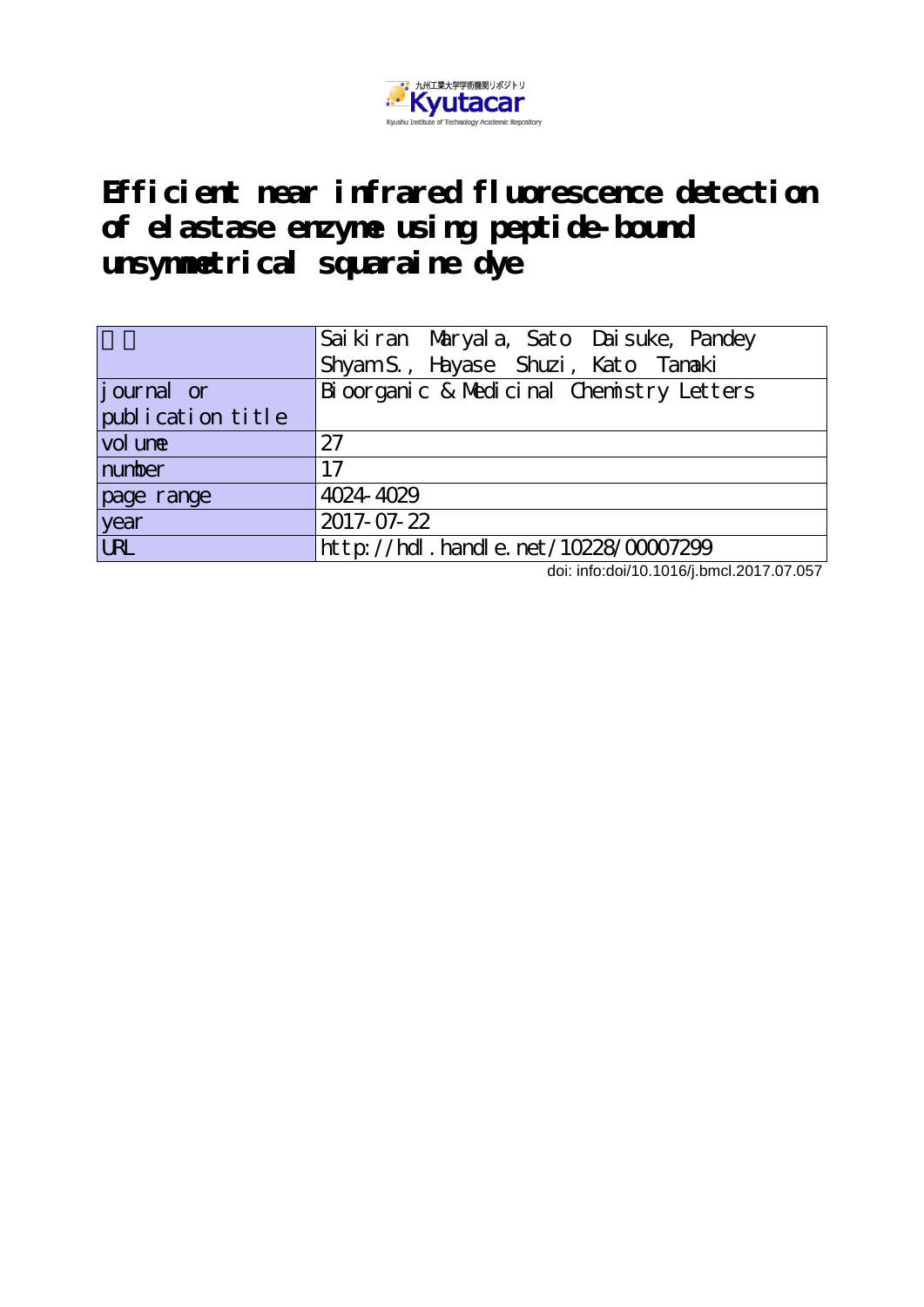九州工業大学学術機関リポジトリ
Kyutacar
Kyushu Institute of Technology Academic Repository

# Efficient near infrared fluorescence detection of elastase enzyme using peptide-bound unsymmetrical squaraine dye

| 著者 | Saikiran Maryala, Sato Daisuke, Pandey Shyam S., Hayase Shuzi, Kato Tamaki |
|---|---|
| journal or publication title | Bioorganic & Medicinal Chemistry Letters |
| volume | 27 |
| number | 17 |
| page range | 4024-4029 |
| year | 2017-07-22 |
| URL | http://hdl.handle.net/10228/00007299 |

doi: info:doi/10.1016/j.bmcl.2017.07.057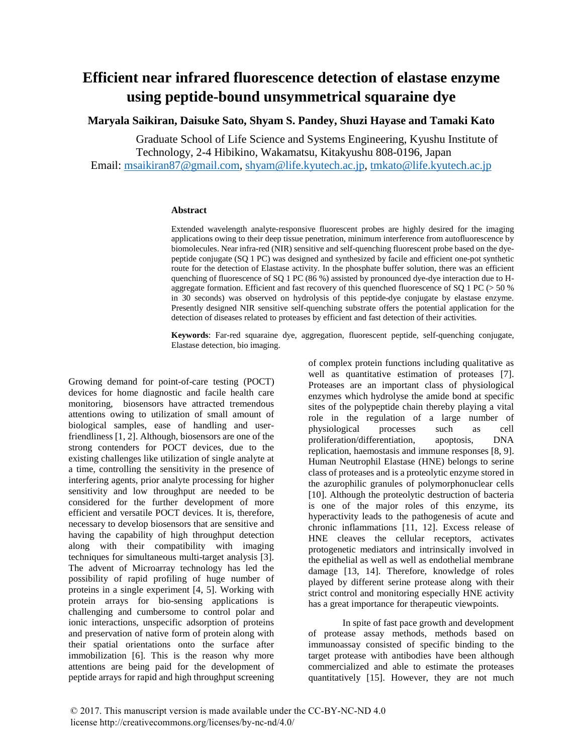# Efficient near infrared fluorescence detection of elastase enzyme using peptide-bound unsymmetrical squaraine dye

**Maryala Saikiran, Daisuke Sato, Shyam S. Pandey, Shuzi Hayase and Tamaki Kato**

Graduate School of Life Science and Systems Engineering, Kyushu Institute of Technology, 2-4 Hibikino, Wakamatsu, Kitakyushu 808-0196, Japan

Email: msaikiran87@gmail.com, shyam@life.kyutech.ac.jp, tmkato@life.kyutech.ac.jp

### Abstract

Extended wavelength analyte-responsive fluorescent probes are highly desired for the imaging applications owing to their deep tissue penetration, minimum interference from autofluorescence by biomolecules. Near infra-red (NIR) sensitive and self-quenching fluorescent probe based on the dye-peptide conjugate (SQ 1 PC) was designed and synthesized by facile and efficient one-pot synthetic route for the detection of Elastase activity. In the phosphate buffer solution, there was an efficient quenching of fluorescence of SQ 1 PC (86 %) assisted by pronounced dye-dye interaction due to H-aggregate formation. Efficient and fast recovery of this quenched fluorescence of SQ 1 PC (> 50 % in 30 seconds) was observed on hydrolysis of this peptide-dye conjugate by elastase enzyme. Presently designed NIR sensitive self-quenching substrate offers the potential application for the detection of diseases related to proteases by efficient and fast detection of their activities.

**Keywords**: Far-red squaraine dye, aggregation, fluorescent peptide, self-quenching conjugate, Elastase detection, bio imaging.

Growing demand for point-of-care testing (POCT) devices for home diagnostic and facile health care monitoring, biosensors have attracted tremendous attentions owing to utilization of small amount of biological samples, ease of handling and user-friendliness [1, 2]. Although, biosensors are one of the strong contenders for POCT devices, due to the existing challenges like utilization of single analyte at a time, controlling the sensitivity in the presence of interfering agents, prior analyte processing for higher sensitivity and low throughput are needed to be considered for the further development of more efficient and versatile POCT devices. It is, therefore, necessary to develop biosensors that are sensitive and having the capability of high throughput detection along with their compatibility with imaging techniques for simultaneous multi-target analysis [3]. The advent of Microarray technology has led the possibility of rapid profiling of huge number of proteins in a single experiment [4, 5]. Working with protein arrays for bio-sensing applications is challenging and cumbersome to control polar and ionic interactions, unspecific adsorption of proteins and preservation of native form of protein along with their spatial orientations onto the surface after immobilization [6]. This is the reason why more attentions are being paid for the development of peptide arrays for rapid and high throughput screening of complex protein functions including qualitative as well as quantitative estimation of proteases [7]. Proteases are an important class of physiological enzymes which hydrolyse the amide bond at specific sites of the polypeptide chain thereby playing a vital role in the regulation of a large number of physiological processes such as cell proliferation/differentiation, apoptosis, DNA replication, haemostasis and immune responses [8, 9]. Human Neutrophil Elastase (HNE) belongs to serine class of proteases and is a proteolytic enzyme stored in the azurophilic granules of polymorphonuclear cells [10]. Although the proteolytic destruction of bacteria is one of the major roles of this enzyme, its hyperactivity leads to the pathogenesis of acute and chronic inflammations [11, 12]. Excess release of HNE cleaves the cellular receptors, activates protogenetic mediators and intrinsically involved in the epithelial as well as well as endothelial membrane damage [13, 14]. Therefore, knowledge of roles played by different serine protease along with their strict control and monitoring especially HNE activity has a great importance for therapeutic viewpoints.

In spite of fast pace growth and development of protease assay methods, methods based on immunoassay consisted of specific binding to the target protease with antibodies have been although commercialized and able to estimate the proteases quantitatively [15]. However, they are not much

© 2017. This manuscript version is made available under the CC-BY-NC-ND 4.0 license http://creativecommons.org/licenses/by-nc-nd/4.0/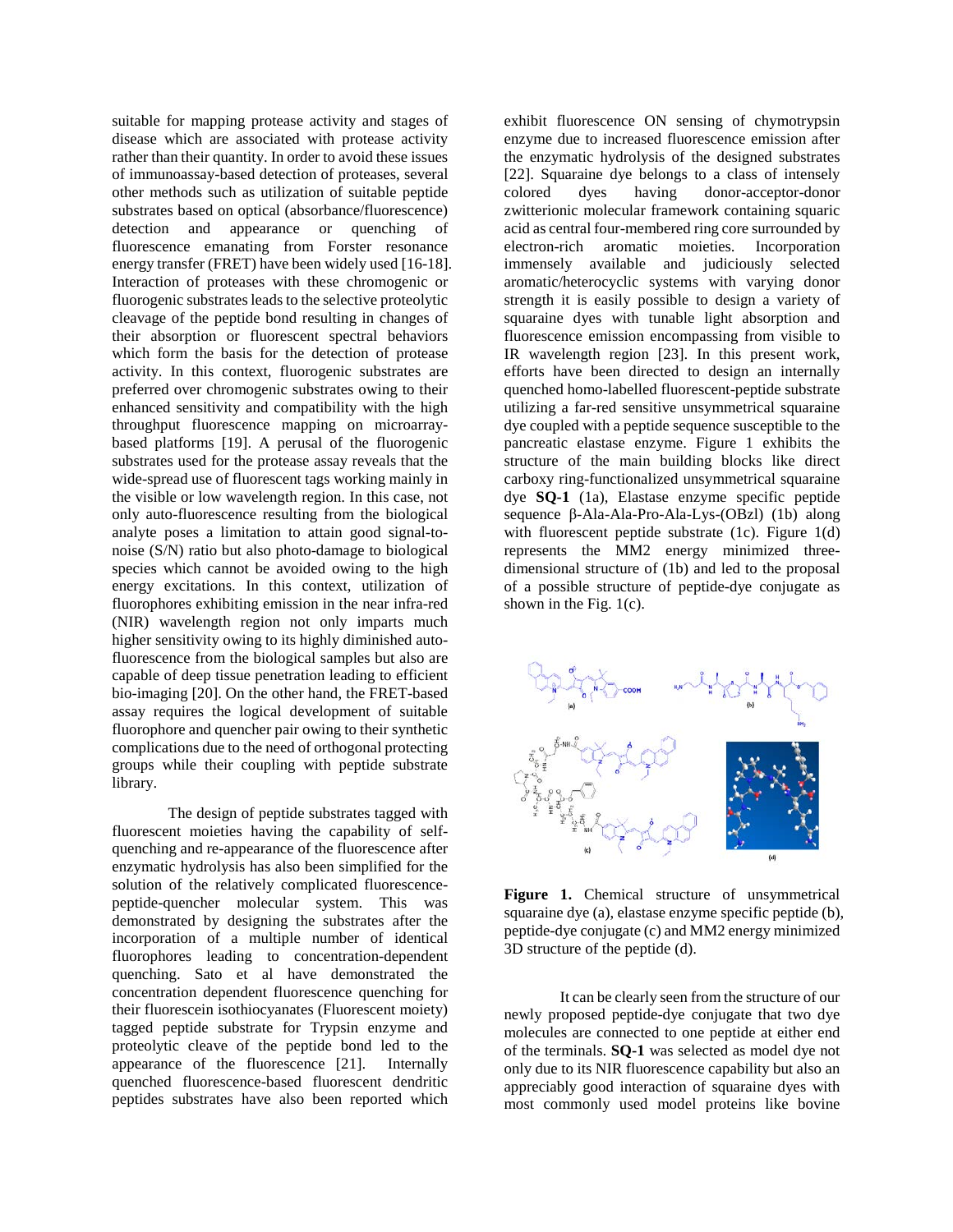suitable for mapping protease activity and stages of disease which are associated with protease activity rather than their quantity. In order to avoid these issues of immunoassay-based detection of proteases, several other methods such as utilization of suitable peptide substrates based on optical (absorbance/fluorescence) detection and appearance or quenching of fluorescence emanating from Forster resonance energy transfer (FRET) have been widely used [16-18]. Interaction of proteases with these chromogenic or fluorogenic substrates leads to the selective proteolytic cleavage of the peptide bond resulting in changes of their absorption or fluorescent spectral behaviors which form the basis for the detection of protease activity. In this context, fluorogenic substrates are preferred over chromogenic substrates owing to their enhanced sensitivity and compatibility with the high throughput fluorescence mapping on microarray-based platforms [19]. A perusal of the fluorogenic substrates used for the protease assay reveals that the wide-spread use of fluorescent tags working mainly in the visible or low wavelength region. In this case, not only auto-fluorescence resulting from the biological analyte poses a limitation to attain good signal-to-noise (S/N) ratio but also photo-damage to biological species which cannot be avoided owing to the high energy excitations. In this context, utilization of fluorophores exhibiting emission in the near infra-red (NIR) wavelength region not only imparts much higher sensitivity owing to its highly diminished auto-fluorescence from the biological samples but also are capable of deep tissue penetration leading to efficient bio-imaging [20]. On the other hand, the FRET-based assay requires the logical development of suitable fluorophore and quencher pair owing to their synthetic complications due to the need of orthogonal protecting groups while their coupling with peptide substrate library.

The design of peptide substrates tagged with fluorescent moieties having the capability of self-quenching and re-appearance of the fluorescence after enzymatic hydrolysis has also been simplified for the solution of the relatively complicated fluorescence-peptide-quencher molecular system. This was demonstrated by designing the substrates after the incorporation of a multiple number of identical fluorophores leading to concentration-dependent quenching. Sato et al have demonstrated the concentration dependent fluorescence quenching for their fluorescein isothiocyanates (Fluorescent moiety) tagged peptide substrate for Trypsin enzyme and proteolytic cleave of the peptide bond led to the appearance of the fluorescence [21]. Internally quenched fluorescence-based fluorescent dendritic peptides substrates have also been reported which exhibit fluorescence ON sensing of chymotrypsin enzyme due to increased fluorescence emission after the enzymatic hydrolysis of the designed substrates [22]. Squaraine dye belongs to a class of intensely colored dyes having donor-acceptor-donor zwitterionic molecular framework containing squaric acid as central four-membered ring core surrounded by electron-rich aromatic moieties. Incorporation immensely available and judiciously selected aromatic/heterocyclic systems with varying donor strength it is easily possible to design a variety of squaraine dyes with tunable light absorption and fluorescence emission encompassing from visible to IR wavelength region [23]. In this present work, efforts have been directed to design an internally quenched homo-labelled fluorescent-peptide substrate utilizing a far-red sensitive unsymmetrical squaraine dye coupled with a peptide sequence susceptible to the pancreatic elastase enzyme. Figure 1 exhibits the structure of the main building blocks like direct carboxy ring-functionalized unsymmetrical squaraine dye **SQ-1** (1a), Elastase enzyme specific peptide sequence β-Ala-Ala-Pro-Ala-Lys-(OBzl) (1b) along with fluorescent peptide substrate (1c). Figure 1(d) represents the MM2 energy minimized three-dimensional structure of (1b) and led to the proposal of a possible structure of peptide-dye conjugate as shown in the Fig. 1(c).

**Figure 1.** Chemical structure of unsymmetrical squaraine dye (a), elastase enzyme specific peptide (b), peptide-dye conjugate (c) and MM2 energy minimized 3D structure of the peptide (d).

It can be clearly seen from the structure of our newly proposed peptide-dye conjugate that two dye molecules are connected to one peptide at either end of the terminals. **SQ-1** was selected as model dye not only due to its NIR fluorescence capability but also an appreciably good interaction of squaraine dyes with most commonly used model proteins like bovine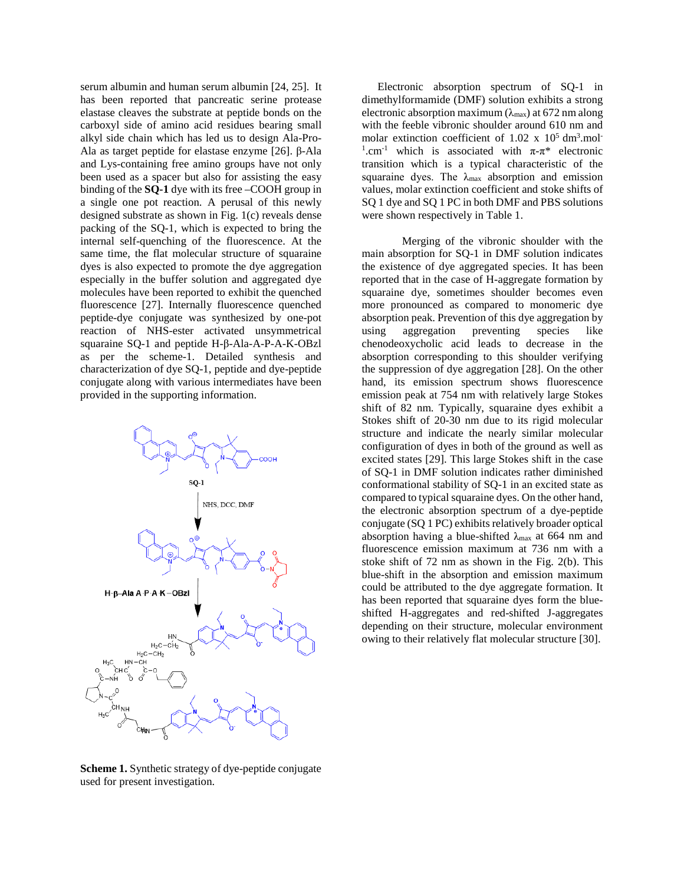serum albumin and human serum albumin [24, 25]. It has been reported that pancreatic serine protease elastase cleaves the substrate at peptide bonds on the carboxyl side of amino acid residues bearing small alkyl side chain which has led us to design Ala-Pro-Ala as target peptide for elastase enzyme [26]. β-Ala and Lys-containing free amino groups have not only been used as a spacer but also for assisting the easy binding of the **SQ-1** dye with its free –COOH group in a single one pot reaction. A perusal of this newly designed substrate as shown in Fig. 1(c) reveals dense packing of the SQ-1, which is expected to bring the internal self-quenching of the fluorescence. At the same time, the flat molecular structure of squaraine dyes is also expected to promote the dye aggregation especially in the buffer solution and aggregated dye molecules have been reported to exhibit the quenched fluorescence [27]. Internally fluorescence quenched peptide-dye conjugate was synthesized by one-pot reaction of NHS-ester activated unsymmetrical squaraine SQ-1 and peptide H-β-Ala-A-P-A-K-OBzl as per the scheme-1. Detailed synthesis and characterization of dye SQ-1, peptide and dye-peptide conjugate along with various intermediates have been provided in the supporting information.

**Scheme 1.** Synthetic strategy of dye-peptide conjugate used for present investigation.

Electronic absorption spectrum of SQ-1 in dimethylformamide (DMF) solution exhibits a strong electronic absorption maximum ($\lambda_{max}$) at 672 nm along with the feeble vibronic shoulder around 610 nm and molar extinction coefficient of 1.02 x $10^5$ $dm^3.mol^{-1}.cm^{-1}$ which is associated with $\pi$-$\pi$* electronic transition which is a typical characteristic of the squaraine dyes. The $\lambda_{max}$ absorption and emission values, molar extinction coefficient and stoke shifts of SQ 1 dye and SQ 1 PC in both DMF and PBS solutions were shown respectively in Table 1.

Merging of the vibronic shoulder with the main absorption for SQ-1 in DMF solution indicates the existence of dye aggregated species. It has been reported that in the case of H-aggregate formation by squaraine dye, sometimes shoulder becomes even more pronounced as compared to monomeric dye absorption peak. Prevention of this dye aggregation by using aggregation preventing species like chenodeoxycholic acid leads to decrease in the absorption corresponding to this shoulder verifying the suppression of dye aggregation [28]. On the other hand, its emission spectrum shows fluorescence emission peak at 754 nm with relatively large Stokes shift of 82 nm. Typically, squaraine dyes exhibit a Stokes shift of 20-30 nm due to its rigid molecular structure and indicate the nearly similar molecular configuration of dyes in both of the ground as well as excited states [29]. This large Stokes shift in the case of SQ-1 in DMF solution indicates rather diminished conformational stability of SQ-1 in an excited state as compared to typical squaraine dyes. On the other hand, the electronic absorption spectrum of a dye-peptide conjugate (SQ 1 PC) exhibits relatively broader optical absorption having a blue-shifted $\lambda_{max}$ at 664 nm and fluorescence emission maximum at 736 nm with a stoke shift of 72 nm as shown in the Fig. 2(b). This blue-shift in the absorption and emission maximum could be attributed to the dye aggregate formation. It has been reported that squaraine dyes form the blue-shifted H-aggregates and red-shifted J-aggregates depending on their structure, molecular environment owing to their relatively flat molecular structure [30].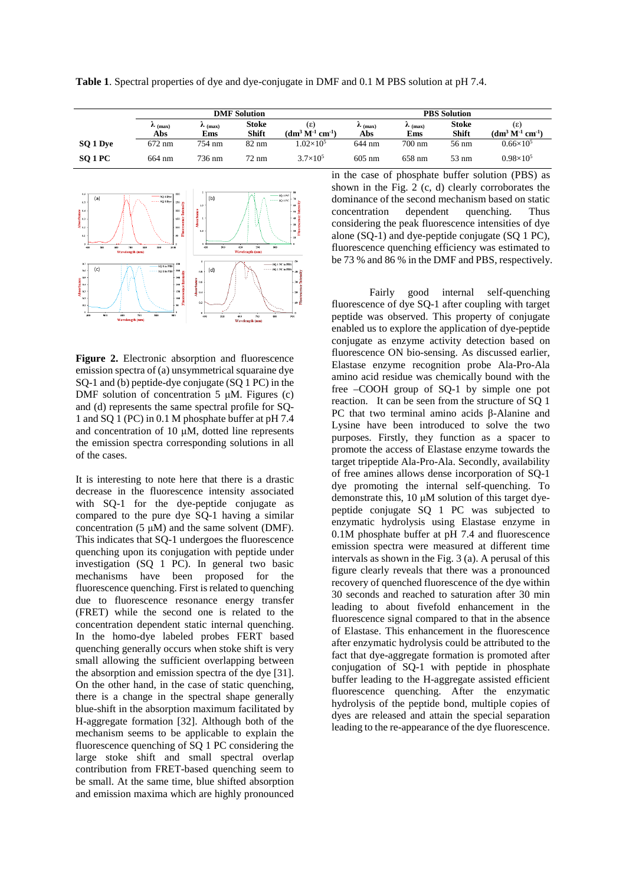**Table 1**. Spectral properties of dye and dye-conjugate in DMF and 0.1 M PBS solution at pH 7.4.

| | DMF Solution | | | | PBS Solution | | | |
|---|---|---|---|---|---|---|---|---|
| | $\lambda_{(max)}$ Abs | $\lambda_{(max)}$ Ems | Stoke Shift | (ε) ($dm^3\ M^{-1}\ cm^{-1}$) | $\lambda_{(max)}$ Abs | $\lambda_{(max)}$ Ems | Stoke Shift | (ε) ($dm^3\ M^{-1}\ cm^{-1}$) |
| **SQ 1 Dye** | 672 nm | 754 nm | 82 nm | $1.02\times10^5$ | 644 nm | 700 nm | 56 nm | $0.66\times10^5$ |
| **SQ 1 PC** | 664 nm | 736 nm | 72 nm | $3.7\times10^5$ | 605 nm | 658 nm | 53 nm | $0.98\times10^5$ |

**Figure 2.** Electronic absorption and fluorescence emission spectra of (a) unsymmetrical squaraine dye SQ-1 and (b) peptide-dye conjugate (SQ 1 PC) in the DMF solution of concentration 5 μM. Figures (c) and (d) represents the same spectral profile for SQ-1 and SQ 1 (PC) in 0.1 M phosphate buffer at pH 7.4 and concentration of 10 μM, dotted line represents the emission spectra corresponding solutions in all of the cases.

It is interesting to note here that there is a drastic decrease in the fluorescence intensity associated with SQ-1 for the dye-peptide conjugate as compared to the pure dye SQ-1 having a similar concentration (5 μM) and the same solvent (DMF). This indicates that SQ-1 undergoes the fluorescence quenching upon its conjugation with peptide under investigation (SQ 1 PC). In general two basic mechanisms have been proposed for the fluorescence quenching. First is related to quenching due to fluorescence resonance energy transfer (FRET) while the second one is related to the concentration dependent static internal quenching. In the homo-dye labeled probes FERT based quenching generally occurs when stoke shift is very small allowing the sufficient overlapping between the absorption and emission spectra of the dye [31]. On the other hand, in the case of static quenching, there is a change in the spectral shape generally blue-shift in the absorption maximum facilitated by H-aggregate formation [32]. Although both of the mechanism seems to be applicable to explain the fluorescence quenching of SQ 1 PC considering the large stoke shift and small spectral overlap contribution from FRET-based quenching seem to be small. At the same time, blue shifted absorption and emission maxima which are highly pronounced in the case of phosphate buffer solution (PBS) as shown in the Fig. 2 (c, d) clearly corroborates the dominance of the second mechanism based on static concentration dependent quenching. Thus considering the peak fluorescence intensities of dye alone (SQ-1) and dye-peptide conjugate (SQ 1 PC), fluorescence quenching efficiency was estimated to be 73 % and 86 % in the DMF and PBS, respectively.

Fairly good internal self-quenching fluorescence of dye SQ-1 after coupling with target peptide was observed. This property of conjugate enabled us to explore the application of dye-peptide conjugate as enzyme activity detection based on fluorescence ON bio-sensing. As discussed earlier, Elastase enzyme recognition probe Ala-Pro-Ala amino acid residue was chemically bound with the free –COOH group of SQ-1 by simple one pot reaction. It can be seen from the structure of SQ 1 PC that two terminal amino acids β-Alanine and Lysine have been introduced to solve the two purposes. Firstly, they function as a spacer to promote the access of Elastase enzyme towards the target tripeptide Ala-Pro-Ala. Secondly, availability of free amines allows dense incorporation of SQ-1 dye promoting the internal self-quenching. To demonstrate this, 10 μM solution of this target dye-peptide conjugate SQ 1 PC was subjected to enzymatic hydrolysis using Elastase enzyme in 0.1M phosphate buffer at pH 7.4 and fluorescence emission spectra were measured at different time intervals as shown in the Fig. 3 (a). A perusal of this figure clearly reveals that there was a pronounced recovery of quenched fluorescence of the dye within 30 seconds and reached to saturation after 30 min leading to about fivefold enhancement in the fluorescence signal compared to that in the absence of Elastase. This enhancement in the fluorescence after enzymatic hydrolysis could be attributed to the fact that dye-aggregate formation is promoted after conjugation of SQ-1 with peptide in phosphate buffer leading to the H-aggregate assisted efficient fluorescence quenching. After the enzymatic hydrolysis of the peptide bond, multiple copies of dyes are released and attain the special separation leading to the re-appearance of the dye fluorescence.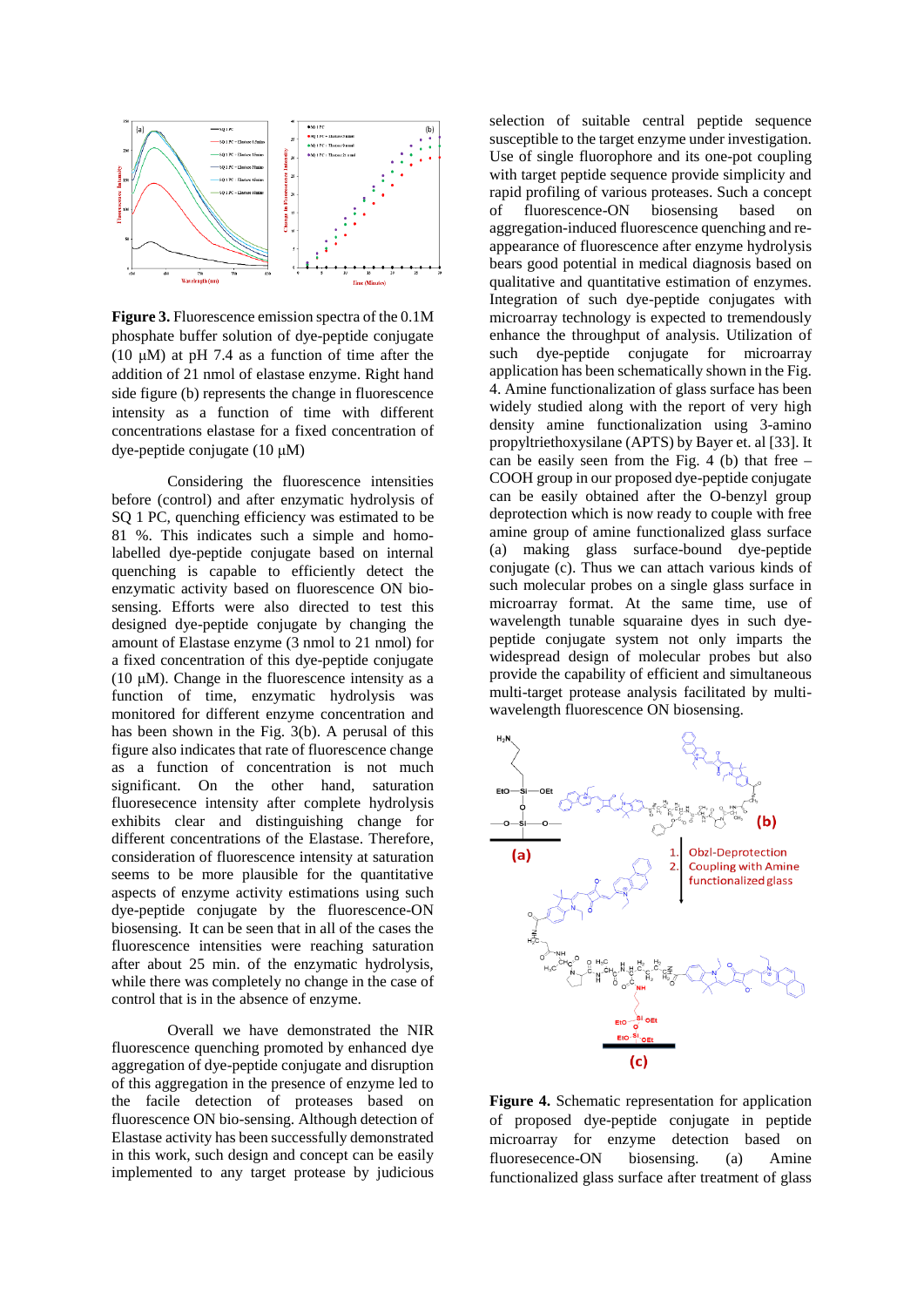**Figure 3.** Fluorescence emission spectra of the 0.1M phosphate buffer solution of dye-peptide conjugate (10 μM) at pH 7.4 as a function of time after the addition of 21 nmol of elastase enzyme. Right hand side figure (b) represents the change in fluorescence intensity as a function of time with different concentrations elastase for a fixed concentration of dye-peptide conjugate (10 μM)

Considering the fluorescence intensities before (control) and after enzymatic hydrolysis of SQ 1 PC, quenching efficiency was estimated to be 81 %. This indicates such a simple and homo-labelled dye-peptide conjugate based on internal quenching is capable to efficiently detect the enzymatic activity based on fluorescence ON bio-sensing. Efforts were also directed to test this designed dye-peptide conjugate by changing the amount of Elastase enzyme (3 nmol to 21 nmol) for a fixed concentration of this dye-peptide conjugate (10 μM). Change in the fluorescence intensity as a function of time, enzymatic hydrolysis was monitored for different enzyme concentration and has been shown in the Fig. 3(b). A perusal of this figure also indicates that rate of fluorescence change as a function of concentration is not much significant. On the other hand, saturation fluoresecence intensity after complete hydrolysis exhibits clear and distinguishing change for different concentrations of the Elastase. Therefore, consideration of fluorescence intensity at saturation seems to be more plausible for the quantitative aspects of enzyme activity estimations using such dye-peptide conjugate by the fluorescence-ON biosensing. It can be seen that in all of the cases the fluorescence intensities were reaching saturation after about 25 min. of the enzymatic hydrolysis, while there was completely no change in the case of control that is in the absence of enzyme.

Overall we have demonstrated the NIR fluorescence quenching promoted by enhanced dye aggregation of dye-peptide conjugate and disruption of this aggregation in the presence of enzyme led to the facile detection of proteases based on fluorescence ON bio-sensing. Although detection of Elastase activity has been successfully demonstrated in this work, such design and concept can be easily implemented to any target protease by judicious selection of suitable central peptide sequence susceptible to the target enzyme under investigation. Use of single fluorophore and its one-pot coupling with target peptide sequence provide simplicity and rapid profiling of various proteases. Such a concept of fluorescence-ON biosensing based on aggregation-induced fluorescence quenching and re-appearance of fluorescence after enzyme hydrolysis bears good potential in medical diagnosis based on qualitative and quantitative estimation of enzymes. Integration of such dye-peptide conjugates with microarray technology is expected to tremendously enhance the throughput of analysis. Utilization of such dye-peptide conjugate for microarray application has been schematically shown in the Fig. 4. Amine functionalization of glass surface has been widely studied along with the report of very high density amine functionalization using 3-amino propyltriethoxysilane (APTS) by Bayer et. al [33]. It can be easily seen from the Fig. 4 (b) that free –COOH group in our proposed dye-peptide conjugate can be easily obtained after the O-benzyl group deprotection which is now ready to couple with free amine group of amine functionalized glass surface (a) making glass surface-bound dye-peptide conjugate (c). Thus we can attach various kinds of such molecular probes on a single glass surface in microarray format. At the same time, use of wavelength tunable squaraine dyes in such dye-peptide conjugate system not only imparts the widespread design of molecular probes but also provide the capability of efficient and simultaneous multi-target protease analysis facilitated by multi-wavelength fluorescence ON biosensing.

**Figure 4.** Schematic representation for application of proposed dye-peptide conjugate in peptide microarray for enzyme detection based on fluoresecence-ON biosensing. (a) Amine functionalized glass surface after treatment of glass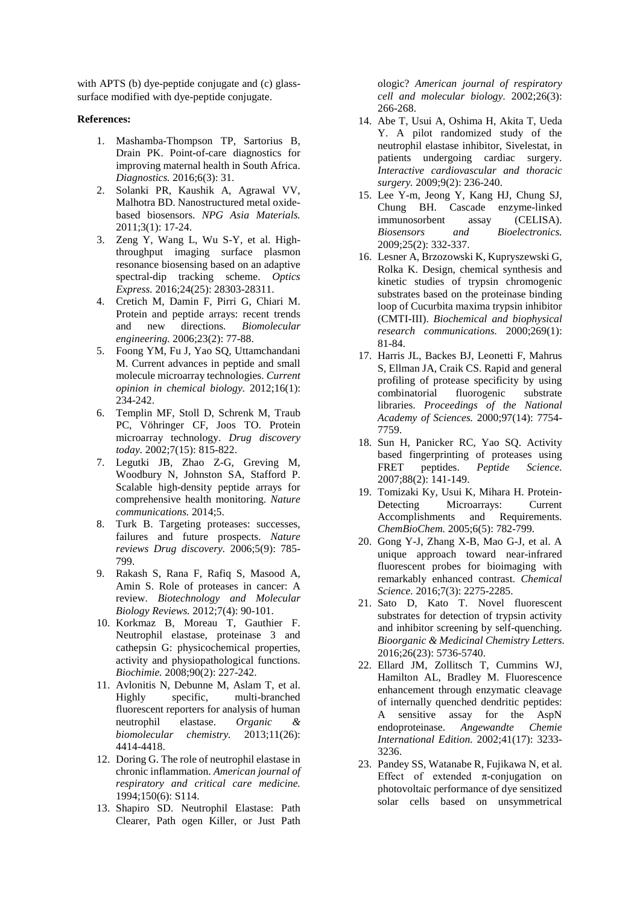with APTS (b) dye-peptide conjugate and (c) glass-surface modified with dye-peptide conjugate.

**References:**

1. Mashamba-Thompson TP, Sartorius B, Drain PK. Point-of-care diagnostics for improving maternal health in South Africa. *Diagnostics.* 2016;6(3): 31.
2. Solanki PR, Kaushik A, Agrawal VV, Malhotra BD. Nanostructured metal oxide-based biosensors. *NPG Asia Materials.* 2011;3(1): 17-24.
3. Zeng Y, Wang L, Wu S-Y, et al. High-throughput imaging surface plasmon resonance biosensing based on an adaptive spectral-dip tracking scheme. *Optics Express.* 2016;24(25): 28303-28311.
4. Cretich M, Damin F, Pirri G, Chiari M. Protein and peptide arrays: recent trends and new directions. *Biomolecular engineering.* 2006;23(2): 77-88.
5. Foong YM, Fu J, Yao SQ, Uttamchandani M. Current advances in peptide and small molecule microarray technologies. *Current opinion in chemical biology.* 2012;16(1): 234-242.
6. Templin MF, Stoll D, Schrenk M, Traub PC, Vöhringer CF, Joos TO. Protein microarray technology. *Drug discovery today.* 2002;7(15): 815-822.
7. Legutki JB, Zhao Z-G, Greving M, Woodbury N, Johnston SA, Stafford P. Scalable high-density peptide arrays for comprehensive health monitoring. *Nature communications.* 2014;5.
8. Turk B. Targeting proteases: successes, failures and future prospects. *Nature reviews Drug discovery.* 2006;5(9): 785-799.
9. Rakash S, Rana F, Rafiq S, Masood A, Amin S. Role of proteases in cancer: A review. *Biotechnology and Molecular Biology Reviews.* 2012;7(4): 90-101.
10. Korkmaz B, Moreau T, Gauthier F. Neutrophil elastase, proteinase 3 and cathepsin G: physicochemical properties, activity and physiopathological functions. *Biochimie.* 2008;90(2): 227-242.
11. Avlonitis N, Debunne M, Aslam T, et al. Highly specific, multi-branched fluorescent reporters for analysis of human neutrophil elastase. *Organic & biomolecular chemistry.* 2013;11(26): 4414-4418.
12. Doring G. The role of neutrophil elastase in chronic inflammation. *American journal of respiratory and critical care medicine.* 1994;150(6): S114.
13. Shapiro SD. Neutrophil Elastase: Path Clearer, Path ogen Killer, or Just Path ologic? *American journal of respiratory cell and molecular biology.* 2002;26(3): 266-268.
14. Abe T, Usui A, Oshima H, Akita T, Ueda Y. A pilot randomized study of the neutrophil elastase inhibitor, Sivelestat, in patients undergoing cardiac surgery. *Interactive cardiovascular and thoracic surgery.* 2009;9(2): 236-240.
15. Lee Y-m, Jeong Y, Kang HJ, Chung SJ, Chung BH. Cascade enzyme-linked immunosorbent assay (CELISA). *Biosensors and Bioelectronics.* 2009;25(2): 332-337.
16. Lesner A, Brzozowski K, Kupryszewski G, Rolka K. Design, chemical synthesis and kinetic studies of trypsin chromogenic substrates based on the proteinase binding loop of Cucurbita maxima trypsin inhibitor (CMTI-III). *Biochemical and biophysical research communications.* 2000;269(1): 81-84.
17. Harris JL, Backes BJ, Leonetti F, Mahrus S, Ellman JA, Craik CS. Rapid and general profiling of protease specificity by using combinatorial fluorogenic substrate libraries. *Proceedings of the National Academy of Sciences.* 2000;97(14): 7754-7759.
18. Sun H, Panicker RC, Yao SQ. Activity based fingerprinting of proteases using FRET peptides. *Peptide Science.* 2007;88(2): 141-149.
19. Tomizaki Ky, Usui K, Mihara H. Protein-Detecting Microarrays: Current Accomplishments and Requirements. *ChemBioChem.* 2005;6(5): 782-799.
20. Gong Y-J, Zhang X-B, Mao G-J, et al. A unique approach toward near-infrared fluorescent probes for bioimaging with remarkably enhanced contrast. *Chemical Science.* 2016;7(3): 2275-2285.
21. Sato D, Kato T. Novel fluorescent substrates for detection of trypsin activity and inhibitor screening by self-quenching. *Bioorganic & Medicinal Chemistry Letters.* 2016;26(23): 5736-5740.
22. Ellard JM, Zollitsch T, Cummins WJ, Hamilton AL, Bradley M. Fluorescence enhancement through enzymatic cleavage of internally quenched dendritic peptides: A sensitive assay for the AspN endoproteinase. *Angewandte Chemie International Edition.* 2002;41(17): 3233-3236.
23. Pandey SS, Watanabe R, Fujikawa N, et al. Effect of extended π-conjugation on photovoltaic performance of dye sensitized solar cells based on unsymmetrical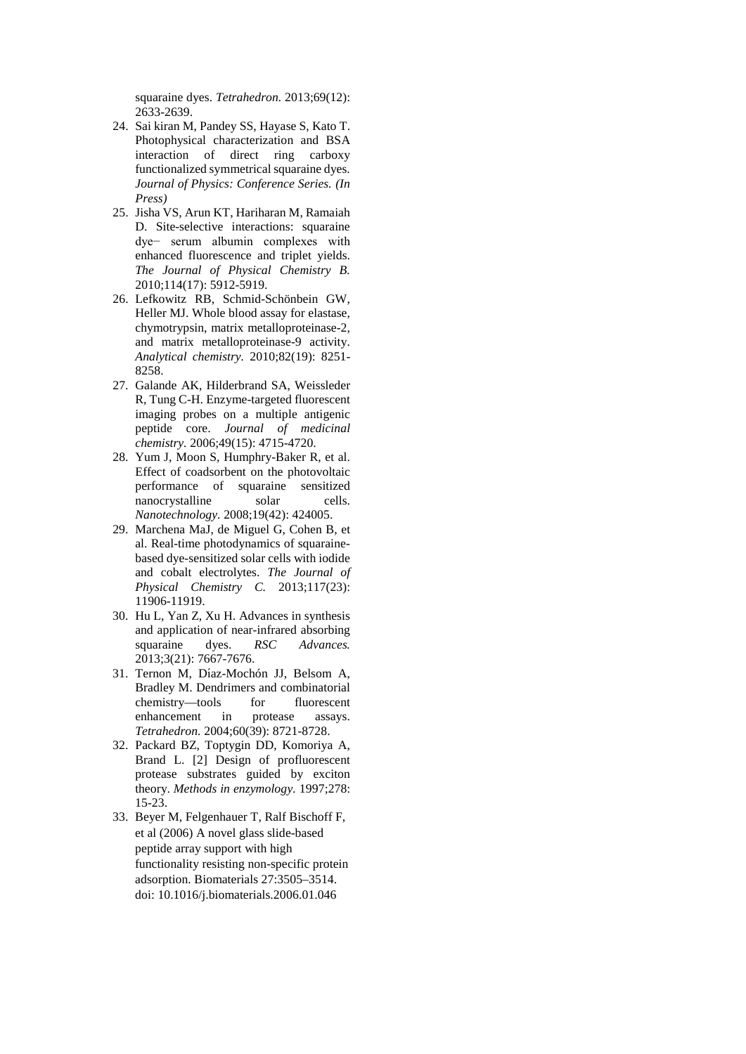squaraine dyes. *Tetrahedron.* 2013;69(12): 2633-2639.

24. Sai kiran M, Pandey SS, Hayase S, Kato T. Photophysical characterization and BSA interaction of direct ring carboxy functionalized symmetrical squaraine dyes. *Journal of Physics: Conference Series. (In Press)*
25. Jisha VS, Arun KT, Hariharan M, Ramaiah D. Site-selective interactions: squaraine dye− serum albumin complexes with enhanced fluorescence and triplet yields. *The Journal of Physical Chemistry B.* 2010;114(17): 5912-5919.
26. Lefkowitz RB, Schmid-Schönbein GW, Heller MJ. Whole blood assay for elastase, chymotrypsin, matrix metalloproteinase-2, and matrix metalloproteinase-9 activity. *Analytical chemistry.* 2010;82(19): 8251-8258.
27. Galande AK, Hilderbrand SA, Weissleder R, Tung C-H. Enzyme-targeted fluorescent imaging probes on a multiple antigenic peptide core. *Journal of medicinal chemistry.* 2006;49(15): 4715-4720.
28. Yum J, Moon S, Humphry-Baker R, et al. Effect of coadsorbent on the photovoltaic performance of squaraine sensitized nanocrystalline solar cells. *Nanotechnology.* 2008;19(42): 424005.
29. Marchena MaJ, de Miguel G, Cohen B, et al. Real-time photodynamics of squaraine-based dye-sensitized solar cells with iodide and cobalt electrolytes. *The Journal of Physical Chemistry C.* 2013;117(23): 11906-11919.
30. Hu L, Yan Z, Xu H. Advances in synthesis and application of near-infrared absorbing squaraine dyes. *RSC Advances.* 2013;3(21): 7667-7676.
31. Ternon M, Díaz-Mochón JJ, Belsom A, Bradley M. Dendrimers and combinatorial chemistry—tools for fluorescent enhancement in protease assays. *Tetrahedron.* 2004;60(39): 8721-8728.
32. Packard BZ, Toptygin DD, Komoriya A, Brand L. [2] Design of profluorescent protease substrates guided by exciton theory. *Methods in enzymology.* 1997;278: 15-23.
33. Beyer M, Felgenhauer T, Ralf Bischoff F, et al (2006) A novel glass slide-based peptide array support with high functionality resisting non-specific protein adsorption. Biomaterials 27:3505–3514. doi: 10.1016/j.biomaterials.2006.01.046